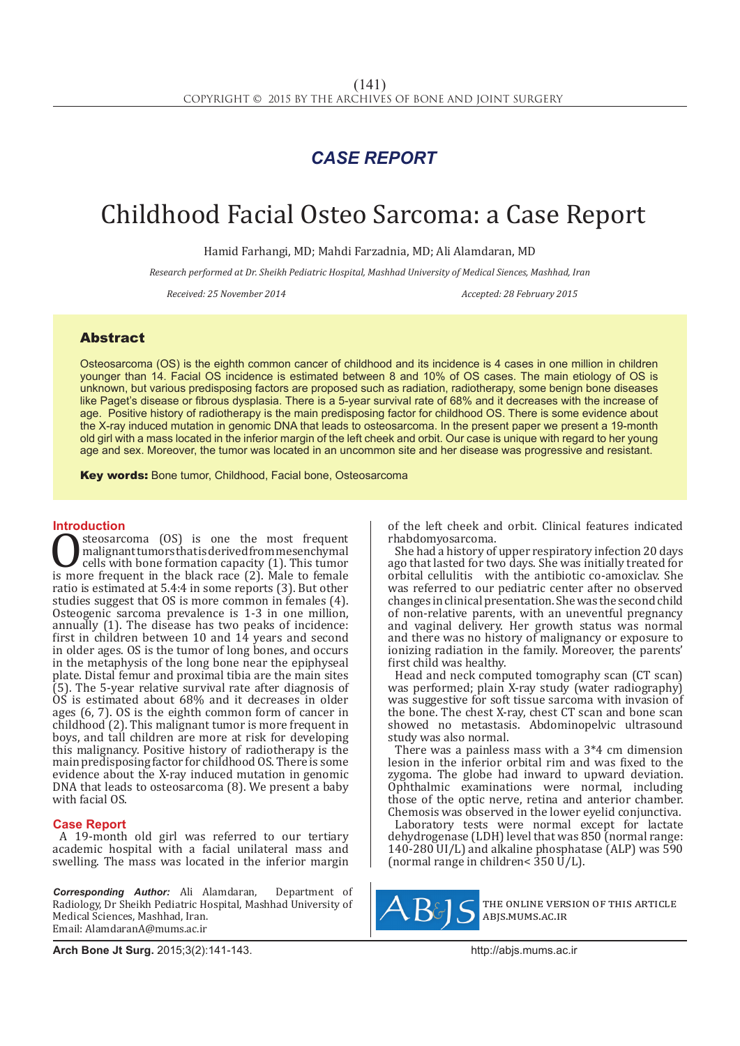*CASE REPORT*

# Childhood Facial Osteo Sarcoma: a Case Report

Hamid Farhangi, MD; Mahdi Farzadnia, MD; Ali Alamdaran, MD

*Research performed at Dr. Sheikh Pediatric Hospital, Mashhad University of Medical Siences, Mashhad, Iran*

*Received: 25 November 2014* *Accepted: 28 February 2015*

## Abstract

Osteosarcoma (OS) is the eighth common cancer of childhood and its incidence is 4 cases in one million in children younger than 14. Facial OS incidence is estimated between 8 and 10% of OS cases. The main etiology of OS is unknown, but various predisposing factors are proposed such as radiation, radiotherapy, some benign bone diseases like Paget's disease or fibrous dysplasia. There is a 5-year survival rate of 68% and it decreases with the increase of age. Positive history of radiotherapy is the main predisposing factor for childhood OS. There is some evidence about the X-ray induced mutation in genomic DNA that leads to osteosarcoma. In the present paper we present a 19-month old girl with a mass located in the inferior margin of the left cheek and orbit. Our case is unique with regard to her young age and sex. Moreover, the tumor was located in an uncommon site and her disease was progressive and resistant.

**Key words:** Bone tumor, Childhood, Facial bone, Osteosarcoma

## Introduction

Osteosarcoma (OS) is one the most frequent malignant tumors that is derived from mesenchymal cells with bone formation capacity (1). This tumor is more frequent in the black race (2). Male to female ratio is estimated at 5.4:4 in some reports (3). But other studies suggest that OS is more common in females (4). Osteogenic sarcoma prevalence is 1-3 in one million, annually (1). The disease has two peaks of incidence: first in children between 10 and 14 years and second in older ages. OS is the tumor of long bones, and occurs in the metaphysis of the long bone near the epiphyseal plate. Distal femur and proximal tibia are the main sites (5). The 5-year relative survival rate after diagnosis of OS is estimated about 68% and it decreases in older ages (6, 7). OS is the eighth common form of cancer in childhood (2). This malignant tumor is more frequent in boys, and tall children are more at risk for developing this malignancy. Positive history of radiotherapy is the main predisposing factor for childhood OS. There is some evidence about the X-ray induced mutation in genomic DNA that leads to osteosarcoma (8). We present a baby with facial OS.

## Case Report

A 19-month old girl was referred to our tertiary academic hospital with a facial unilateral mass and swelling. The mass was located in the inferior margin of the left cheek and orbit. Clinical features indicated rhabdomyosarcoma.

She had a history of upper respiratory infection 20 days ago that lasted for two days. She was initially treated for orbital cellulitis with the antibiotic co-amoxiclav. She was referred to our pediatric center after no observed changes in clinical presentation. She was the second child of non-relative parents, with an uneventful pregnancy and vaginal delivery. Her growth status was normal and there was no history of malignancy or exposure to ionizing radiation in the family. Moreover, the parents' first child was healthy.

Head and neck computed tomography scan (CT scan) was performed; plain X-ray study (water radiography) was suggestive for soft tissue sarcoma with invasion of the bone. The chest X-ray, chest CT scan and bone scan showed no metastasis. Abdominopelvic ultrasound study was also normal.

There was a painless mass with a 3*4 cm dimension lesion in the inferior orbital rim and was fixed to the zygoma. The globe had inward to upward deviation. Ophthalmic examinations were normal, including those of the optic nerve, retina and anterior chamber. Chemosis was observed in the lower eyelid conjunctiva.

Laboratory tests were normal except for lactate dehydrogenase (LDH) level that was 850 (normal range: 140-280 UI/L) and alkaline phosphatase (ALP) was 590 (normal range in children< 350 U/L).

***Corresponding Author:*** Ali Alamdaran, Department of Radiology, Dr Sheikh Pediatric Hospital, Mashhad University of Medical Sciences, Mashhad, Iran.
Email: AlamdaranA@mums.ac.ir

THE ONLINE VERSION OF THIS ARTICLE ABJS.MUMS.AC.IR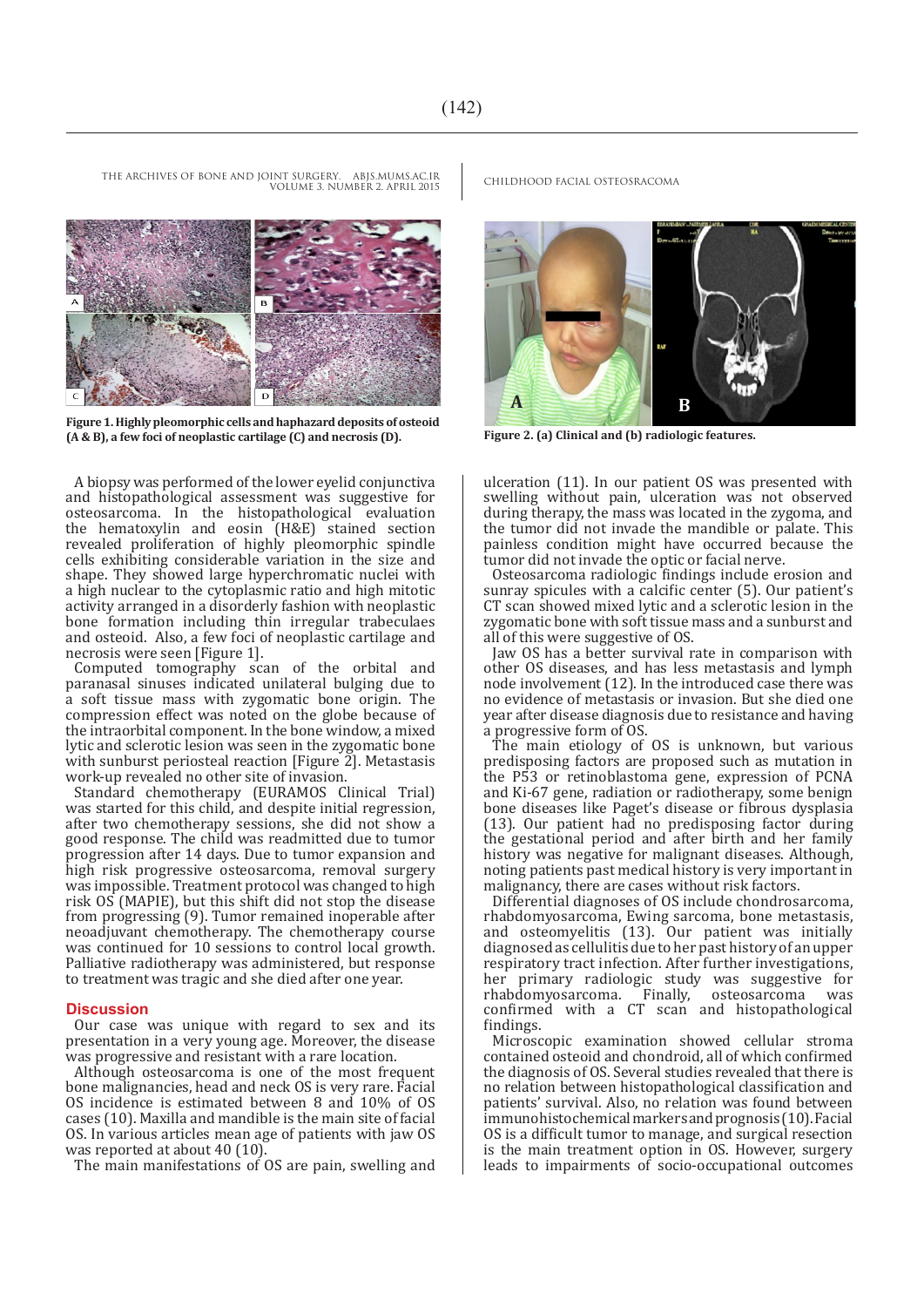**Figure 1. Highly pleomorphic cells and haphazard deposits of osteoid (A & B), a few foci of neoplastic cartilage (C) and necrosis (D).**

**Figure 2. (a) Clinical and (b) radiologic features.**

A biopsy was performed of the lower eyelid conjunctiva and histopathological assessment was suggestive for osteosarcoma. In the histopathological evaluation the hematoxylin and eosin (H&E) stained section revealed proliferation of highly pleomorphic spindle cells exhibiting considerable variation in the size and shape. They showed large hyperchromatic nuclei with a high nuclear to the cytoplasmic ratio and high mitotic activity arranged in a disorderly fashion with neoplastic bone formation including thin irregular trabeculaes and osteoid. Also, a few foci of neoplastic cartilage and necrosis were seen [Figure 1].

Computed tomography scan of the orbital and paranasal sinuses indicated unilateral bulging due to a soft tissue mass with zygomatic bone origin. The compression effect was noted on the globe because of the intraorbital component. In the bone window, a mixed lytic and sclerotic lesion was seen in the zygomatic bone with sunburst periosteal reaction [Figure 2]. Metastasis work-up revealed no other site of invasion.

Standard chemotherapy (EURAMOS Clinical Trial) was started for this child, and despite initial regression, after two chemotherapy sessions, she did not show a good response. The child was readmitted due to tumor progression after 14 days. Due to tumor expansion and high risk progressive osteosarcoma, removal surgery was impossible. Treatment protocol was changed to high risk OS (MAPIE), but this shift did not stop the disease from progressing (9). Tumor remained inoperable after neoadjuvant chemotherapy. The chemotherapy course was continued for 10 sessions to control local growth. Palliative radiotherapy was administered, but response to treatment was tragic and she died after one year.

## Discussion

Our case was unique with regard to sex and its presentation in a very young age. Moreover, the disease was progressive and resistant with a rare location.

Although osteosarcoma is one of the most frequent bone malignancies, head and neck OS is very rare. Facial OS incidence is estimated between 8 and 10% of OS cases (10). Maxilla and mandible is the main site of facial OS. In various articles mean age of patients with jaw OS was reported at about 40 (10).

The main manifestations of OS are pain, swelling and ulceration (11). In our patient OS was presented with swelling without pain, ulceration was not observed during therapy, the mass was located in the zygoma, and the tumor did not invade the mandible or palate. This painless condition might have occurred because the tumor did not invade the optic or facial nerve.

Osteosarcoma radiologic findings include erosion and sunray spicules with a calcific center (5). Our patient's CT scan showed mixed lytic and a sclerotic lesion in the zygomatic bone with soft tissue mass and a sunburst and all of this were suggestive of OS.

Jaw OS has a better survival rate in comparison with other OS diseases, and has less metastasis and lymph node involvement (12). In the introduced case there was no evidence of metastasis or invasion. But she died one year after disease diagnosis due to resistance and having a progressive form of OS.

The main etiology of OS is unknown, but various predisposing factors are proposed such as mutation in the P53 or retinoblastoma gene, expression of PCNA and Ki-67 gene, radiation or radiotherapy, some benign bone diseases like Paget's disease or fibrous dysplasia (13). Our patient had no predisposing factor during the gestational period and after birth and her family history was negative for malignant diseases. Although, noting patients past medical history is very important in malignancy, there are cases without risk factors.

Differential diagnoses of OS include chondrosarcoma, rhabdomyosarcoma, Ewing sarcoma, bone metastasis, and osteomyelitis (13). Our patient was initially diagnosed as cellulitis due to her past history of an upper respiratory tract infection. After further investigations, her primary radiologic study was suggestive for rhabdomyosarcoma. Finally, osteosarcoma was confirmed with a CT scan and histopathological findings.

Microscopic examination showed cellular stroma contained osteoid and chondroid, all of which confirmed the diagnosis of OS. Several studies revealed that there is no relation between histopathological classification and patients' survival. Also, no relation was found between immunohistochemical markers and prognosis (10). Facial OS is a difficult tumor to manage, and surgical resection is the main treatment option in OS. However, surgery leads to impairments of socio-occupational outcomes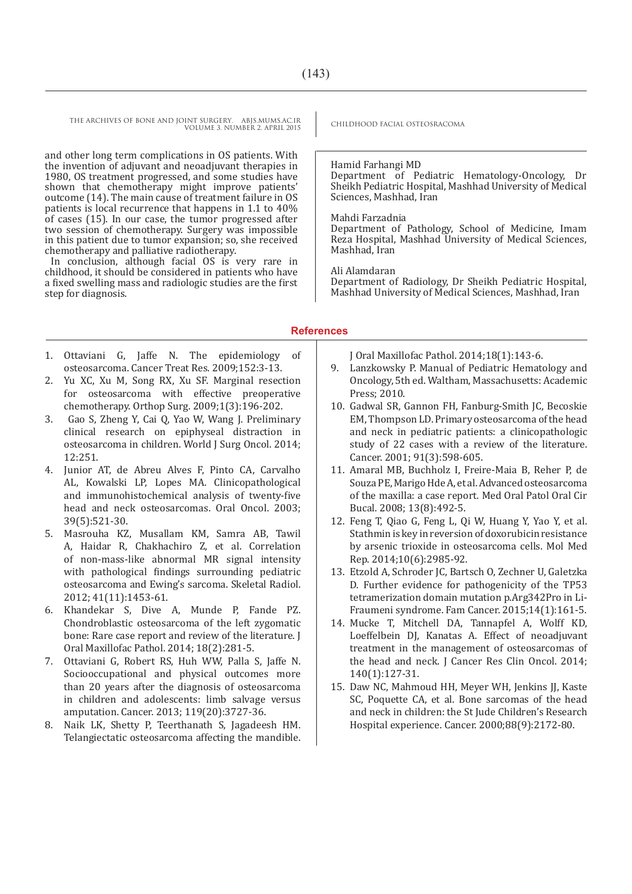and other long term complications in OS patients. With the invention of adjuvant and neoadjuvant therapies in 1980, OS treatment progressed, and some studies have shown that chemotherapy might improve patients' outcome (14). The main cause of treatment failure in OS patients is local recurrence that happens in 1.1 to 40% of cases (15). In our case, the tumor progressed after two session of chemotherapy. Surgery was impossible in this patient due to tumor expansion; so, she received chemotherapy and palliative radiotherapy.

In conclusion, although facial OS is very rare in childhood, it should be considered in patients who have a fixed swelling mass and radiologic studies are the first step for diagnosis.

Hamid Farhangi MD
Department of Pediatric Hematology-Oncology, Dr Sheikh Pediatric Hospital, Mashhad University of Medical Sciences, Mashhad, Iran

Mahdi Farzadnia
Department of Pathology, School of Medicine, Imam Reza Hospital, Mashhad University of Medical Sciences, Mashhad, Iran

Ali Alamdaran
Department of Radiology, Dr Sheikh Pediatric Hospital, Mashhad University of Medical Sciences, Mashhad, Iran

## References

1. Ottaviani G, Jaffe N. The epidemiology of osteosarcoma. Cancer Treat Res. 2009;152:3-13.
2. Yu XC, Xu M, Song RX, Xu SF. Marginal resection for osteosarcoma with effective preoperative chemotherapy. Orthop Surg. 2009;1(3):196-202.
3. Gao S, Zheng Y, Cai Q, Yao W, Wang J. Preliminary clinical research on epiphyseal distraction in osteosarcoma in children. World J Surg Oncol. 2014; 12:251.
4. Junior AT, de Abreu Alves F, Pinto CA, Carvalho AL, Kowalski LP, Lopes MA. Clinicopathological and immunohistochemical analysis of twenty-five head and neck osteosarcomas. Oral Oncol. 2003; 39(5):521-30.
5. Masrouha KZ, Musallam KM, Samra AB, Tawil A, Haidar R, Chakhachiro Z, et al. Correlation of non-mass-like abnormal MR signal intensity with pathological findings surrounding pediatric osteosarcoma and Ewing's sarcoma. Skeletal Radiol. 2012; 41(11):1453-61.
6. Khandekar S, Dive A, Munde P, Fande PZ. Chondroblastic osteosarcoma of the left zygomatic bone: Rare case report and review of the literature. J Oral Maxillofac Pathol. 2014; 18(2):281-5.
7. Ottaviani G, Robert RS, Huh WW, Palla S, Jaffe N. Sociooccupational and physical outcomes more than 20 years after the diagnosis of osteosarcoma in children and adolescents: limb salvage versus amputation. Cancer. 2013; 119(20):3727-36.
8. Naik LK, Shetty P, Teerthanath S, Jagadeesh HM. Telangiectatic osteosarcoma affecting the mandible. J Oral Maxillofac Pathol. 2014;18(1):143-6.
9. Lanzkowsky P. Manual of Pediatric Hematology and Oncology, 5th ed. Waltham, Massachusetts: Academic Press; 2010.
10. Gadwal SR, Gannon FH, Fanburg-Smith JC, Becoskie EM, Thompson LD. Primary osteosarcoma of the head and neck in pediatric patients: a clinicopathologic study of 22 cases with a review of the literature. Cancer. 2001; 91(3):598-605.
11. Amaral MB, Buchholz I, Freire-Maia B, Reher P, de Souza PE, Marigo Hde A, et al. Advanced osteosarcoma of the maxilla: a case report. Med Oral Patol Oral Cir Bucal. 2008; 13(8):492-5.
12. Feng T, Qiao G, Feng L, Qi W, Huang Y, Yao Y, et al. Stathmin is key in reversion of doxorubicin resistance by arsenic trioxide in osteosarcoma cells. Mol Med Rep. 2014;10(6):2985-92.
13. Etzold A, Schroder JC, Bartsch O, Zechner U, Galetzka D. Further evidence for pathogenicity of the TP53 tetramerization domain mutation p.Arg342Pro in Li-Fraumeni syndrome. Fam Cancer. 2015;14(1):161-5.
14. Mucke T, Mitchell DA, Tannapfel A, Wolff KD, Loeffelbein DJ, Kanatas A. Effect of neoadjuvant treatment in the management of osteosarcomas of the head and neck. J Cancer Res Clin Oncol. 2014; 140(1):127-31.
15. Daw NC, Mahmoud HH, Meyer WH, Jenkins JJ, Kaste SC, Poquette CA, et al. Bone sarcomas of the head and neck in children: the St Jude Children's Research Hospital experience. Cancer. 2000;88(9):2172-80.